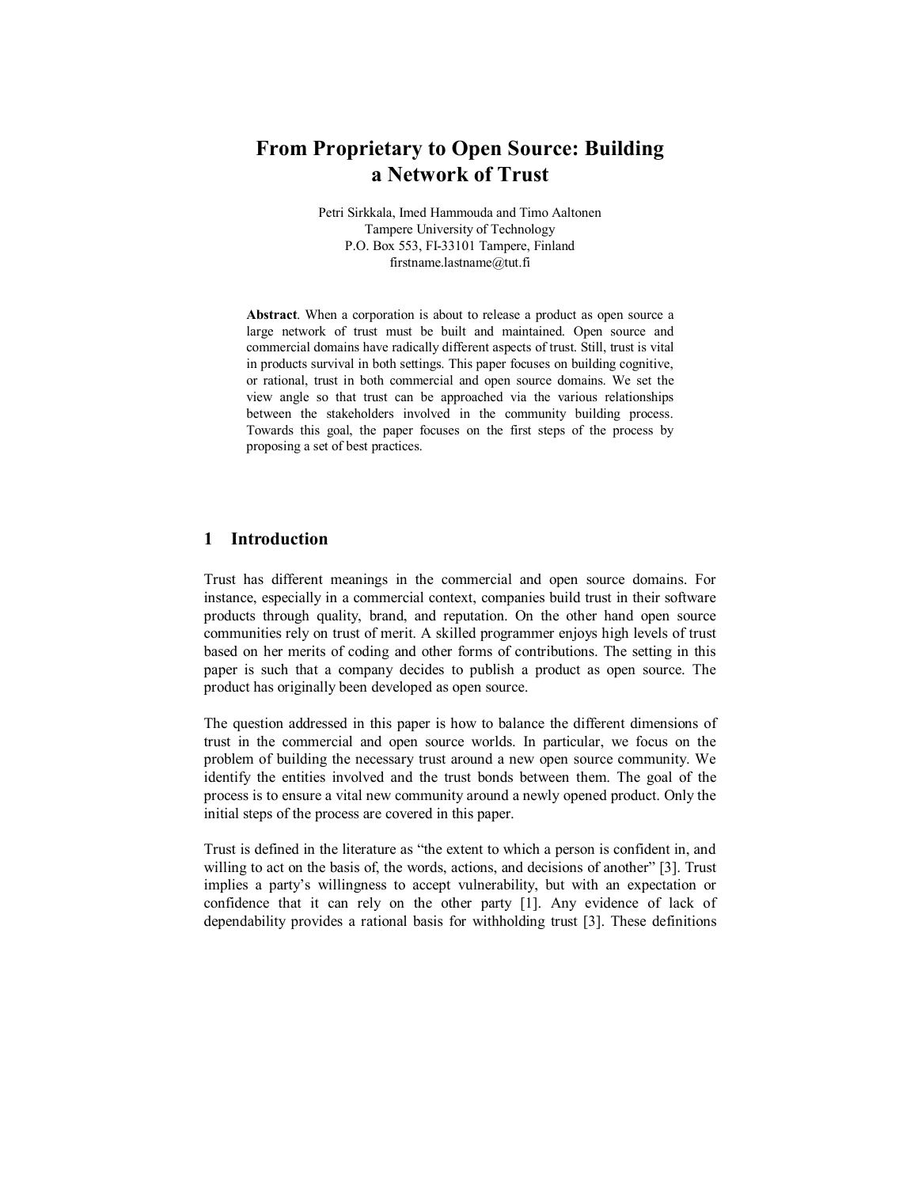# From Proprietary to Open Source: Building a Network of Trust

Petri Sirkkala, Imed Hammouda and Timo Aaltonen
Tampere University of Technology
P.O. Box 553, FI-33101 Tampere, Finland
firstname.lastname@tut.fi

**Abstract**. When a corporation is about to release a product as open source a large network of trust must be built and maintained. Open source and commercial domains have radically different aspects of trust. Still, trust is vital in products survival in both settings. This paper focuses on building cognitive, or rational, trust in both commercial and open source domains. We set the view angle so that trust can be approached via the various relationships between the stakeholders involved in the community building process. Towards this goal, the paper focuses on the first steps of the process by proposing a set of best practices.

## 1 Introduction

Trust has different meanings in the commercial and open source domains. For instance, especially in a commercial context, companies build trust in their software products through quality, brand, and reputation. On the other hand open source communities rely on trust of merit. A skilled programmer enjoys high levels of trust based on her merits of coding and other forms of contributions. The setting in this paper is such that a company decides to publish a product as open source. The product has originally been developed as open source.

The question addressed in this paper is how to balance the different dimensions of trust in the commercial and open source worlds. In particular, we focus on the problem of building the necessary trust around a new open source community. We identify the entities involved and the trust bonds between them. The goal of the process is to ensure a vital new community around a newly opened product. Only the initial steps of the process are covered in this paper.

Trust is defined in the literature as "the extent to which a person is confident in, and willing to act on the basis of, the words, actions, and decisions of another" [3]. Trust implies a party's willingness to accept vulnerability, but with an expectation or confidence that it can rely on the other party [1]. Any evidence of lack of dependability provides a rational basis for withholding trust [3]. These definitions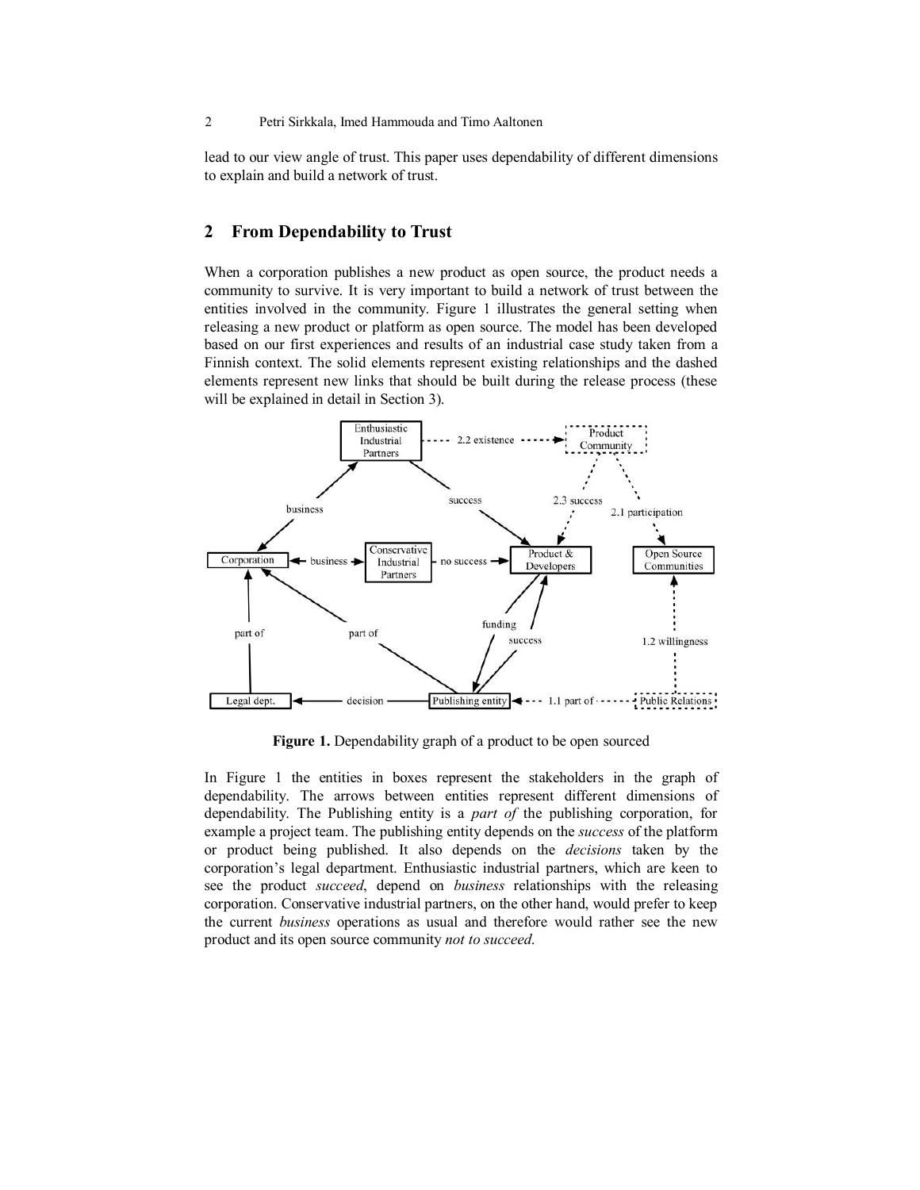lead to our view angle of trust. This paper uses dependability of different dimensions to explain and build a network of trust.

## 2 From Dependability to Trust

When a corporation publishes a new product as open source, the product needs a community to survive. It is very important to build a network of trust between the entities involved in the community. Figure 1 illustrates the general setting when releasing a new product or platform as open source. The model has been developed based on our first experiences and results of an industrial case study taken from a Finnish context. The solid elements represent existing relationships and the dashed elements represent new links that should be built during the release process (these will be explained in detail in Section 3).

Enthusiastic Industrial Partners

2.2 existence

Product Community

business

success

2.3 success

2.1 participation

Corporation

business

Conservative Industrial Partners

no success

Product & Developers

Open Source Communities

part of

part of

funding

success

1.2 willingness

Legal dept.

decision

Publishing entity

1.1 part of

Public Relations

**Figure 1.** Dependability graph of a product to be open sourced

In Figure 1 the entities in boxes represent the stakeholders in the graph of dependability. The arrows between entities represent different dimensions of dependability. The Publishing entity is a *part of* the publishing corporation, for example a project team. The publishing entity depends on the *success* of the platform or product being published. It also depends on the *decisions* taken by the corporation's legal department. Enthusiastic industrial partners, which are keen to see the product *succeed*, depend on *business* relationships with the releasing corporation. Conservative industrial partners, on the other hand, would prefer to keep the current *business* operations as usual and therefore would rather see the new product and its open source community *not to succeed*.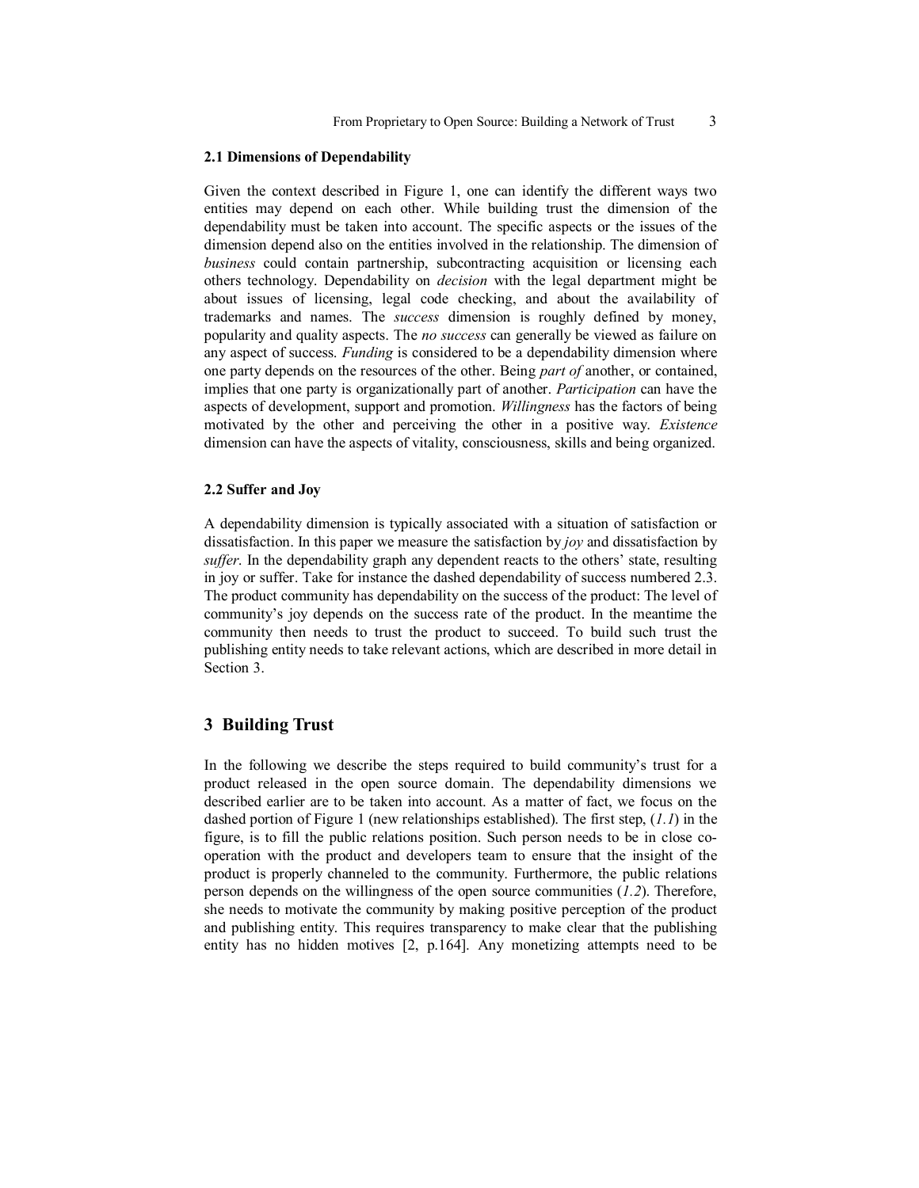### 2.1 Dimensions of Dependability

Given the context described in Figure 1, one can identify the different ways two entities may depend on each other. While building trust the dimension of the dependability must be taken into account. The specific aspects or the issues of the dimension depend also on the entities involved in the relationship. The dimension of *business* could contain partnership, subcontracting acquisition or licensing each others technology. Dependability on *decision* with the legal department might be about issues of licensing, legal code checking, and about the availability of trademarks and names. The *success* dimension is roughly defined by money, popularity and quality aspects. The *no success* can generally be viewed as failure on any aspect of success. *Funding* is considered to be a dependability dimension where one party depends on the resources of the other. Being *part of* another, or contained, implies that one party is organizationally part of another. *Participation* can have the aspects of development, support and promotion. *Willingness* has the factors of being motivated by the other and perceiving the other in a positive way. *Existence* dimension can have the aspects of vitality, consciousness, skills and being organized.

### 2.2 Suffer and Joy

A dependability dimension is typically associated with a situation of satisfaction or dissatisfaction. In this paper we measure the satisfaction by *joy* and dissatisfaction by *suffer*. In the dependability graph any dependent reacts to the others' state, resulting in joy or suffer. Take for instance the dashed dependability of success numbered 2.3. The product community has dependability on the success of the product: The level of community's joy depends on the success rate of the product. In the meantime the community then needs to trust the product to succeed. To build such trust the publishing entity needs to take relevant actions, which are described in more detail in Section 3.

## 3 Building Trust

In the following we describe the steps required to build community's trust for a product released in the open source domain. The dependability dimensions we described earlier are to be taken into account. As a matter of fact, we focus on the dashed portion of Figure 1 (new relationships established). The first step, (*1.1*) in the figure, is to fill the public relations position. Such person needs to be in close co-operation with the product and developers team to ensure that the insight of the product is properly channeled to the community. Furthermore, the public relations person depends on the willingness of the open source communities (*1.2*). Therefore, she needs to motivate the community by making positive perception of the product and publishing entity. This requires transparency to make clear that the publishing entity has no hidden motives [2, p.164]. Any monetizing attempts need to be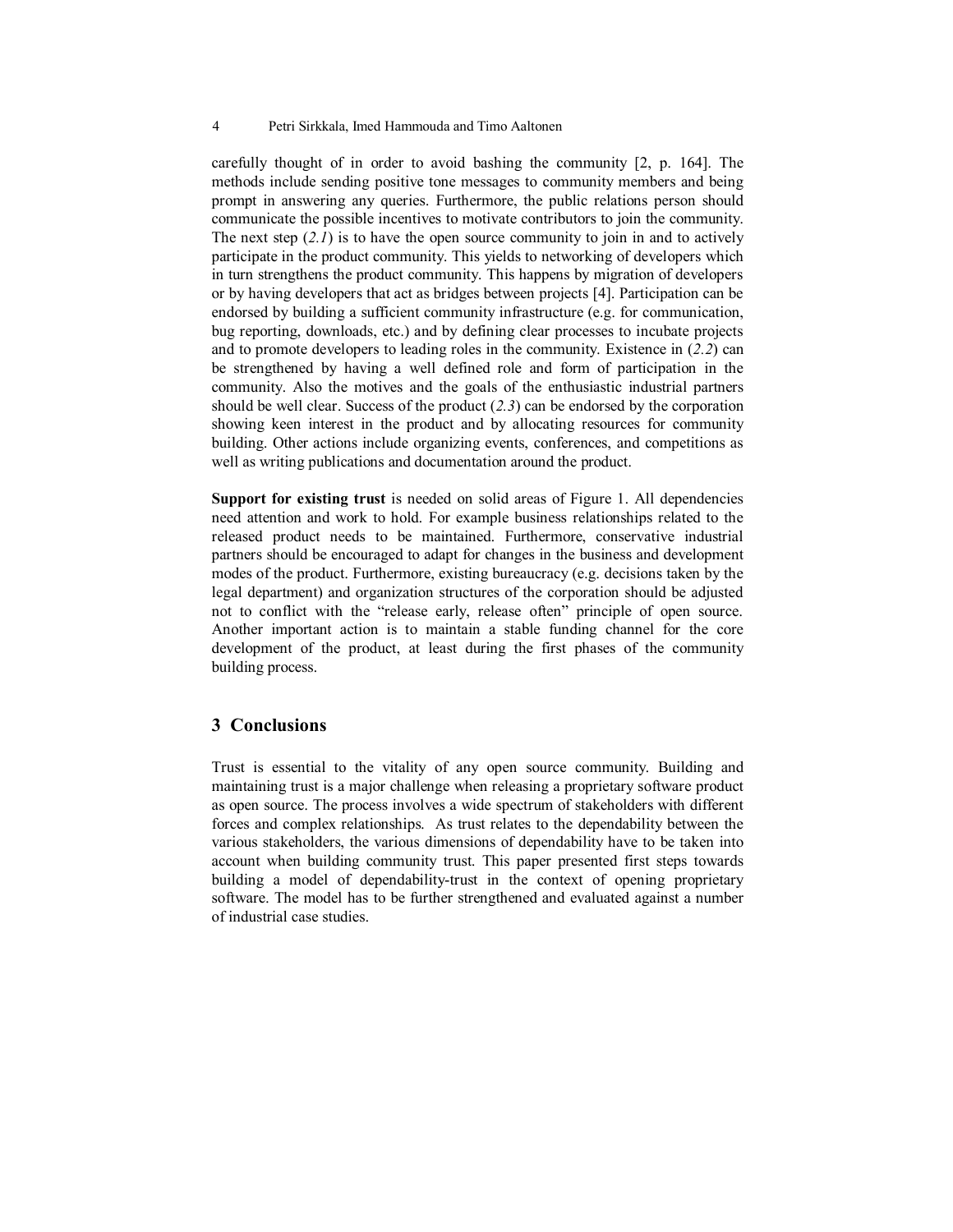carefully thought of in order to avoid bashing the community [2, p. 164]. The methods include sending positive tone messages to community members and being prompt in answering any queries. Furthermore, the public relations person should communicate the possible incentives to motivate contributors to join the community. The next step (*2.1*) is to have the open source community to join in and to actively participate in the product community. This yields to networking of developers which in turn strengthens the product community. This happens by migration of developers or by having developers that act as bridges between projects [4]. Participation can be endorsed by building a sufficient community infrastructure (e.g. for communication, bug reporting, downloads, etc.) and by defining clear processes to incubate projects and to promote developers to leading roles in the community. Existence in (*2.2*) can be strengthened by having a well defined role and form of participation in the community. Also the motives and the goals of the enthusiastic industrial partners should be well clear. Success of the product (*2.3*) can be endorsed by the corporation showing keen interest in the product and by allocating resources for community building. Other actions include organizing events, conferences, and competitions as well as writing publications and documentation around the product.

**Support for existing trust** is needed on solid areas of Figure 1. All dependencies need attention and work to hold. For example business relationships related to the released product needs to be maintained. Furthermore, conservative industrial partners should be encouraged to adapt for changes in the business and development modes of the product. Furthermore, existing bureaucracy (e.g. decisions taken by the legal department) and organization structures of the corporation should be adjusted not to conflict with the "release early, release often" principle of open source. Another important action is to maintain a stable funding channel for the core development of the product, at least during the first phases of the community building process.

## 3 Conclusions

Trust is essential to the vitality of any open source community. Building and maintaining trust is a major challenge when releasing a proprietary software product as open source. The process involves a wide spectrum of stakeholders with different forces and complex relationships. As trust relates to the dependability between the various stakeholders, the various dimensions of dependability have to be taken into account when building community trust. This paper presented first steps towards building a model of dependability-trust in the context of opening proprietary software. The model has to be further strengthened and evaluated against a number of industrial case studies.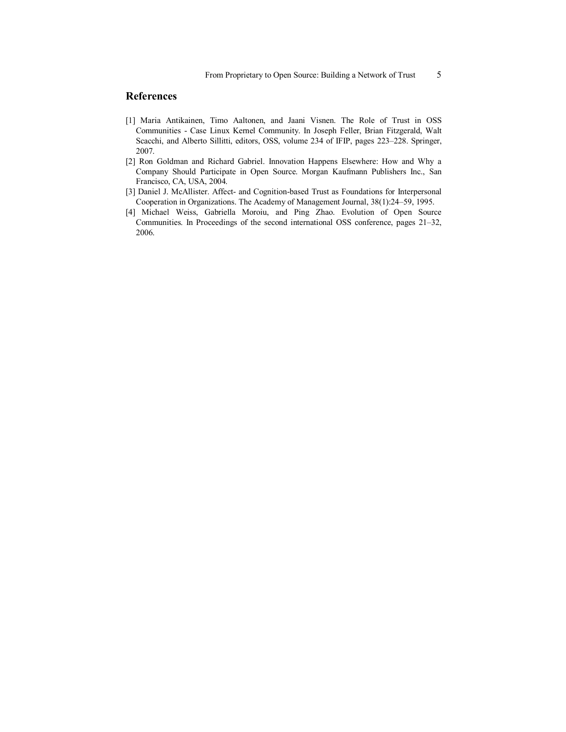## References

[1] Maria Antikainen, Timo Aaltonen, and Jaani Visnen. The Role of Trust in OSS Communities - Case Linux Kernel Community. In Joseph Feller, Brian Fitzgerald, Walt Scacchi, and Alberto Sillitti, editors, OSS, volume 234 of IFIP, pages 223–228. Springer, 2007.

[2] Ron Goldman and Richard Gabriel. Innovation Happens Elsewhere: How and Why a Company Should Participate in Open Source. Morgan Kaufmann Publishers Inc., San Francisco, CA, USA, 2004.

[3] Daniel J. McAllister. Affect- and Cognition-based Trust as Foundations for Interpersonal Cooperation in Organizations. The Academy of Management Journal, 38(1):24–59, 1995.

[4] Michael Weiss, Gabriella Moroiu, and Ping Zhao. Evolution of Open Source Communities. In Proceedings of the second international OSS conference, pages 21–32, 2006.